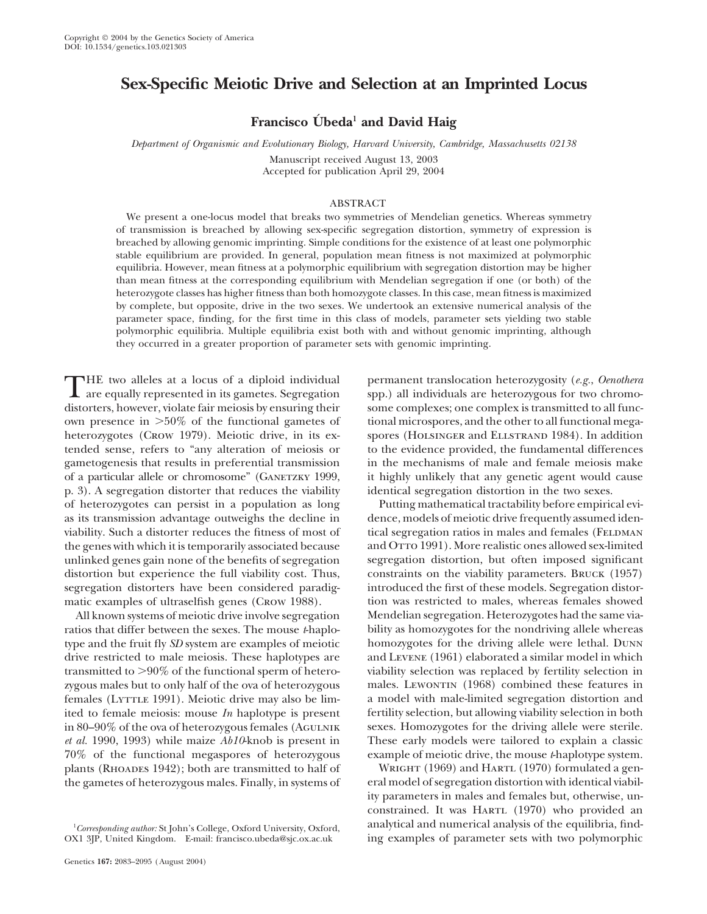Copyright © 2004 by the Genetics Society of America
DOI: 10.1534/genetics.103.021303

# Sex-Specific Meiotic Drive and Selection at an Imprinted Locus

**Francisco Úbeda[1] and David Haig**

*Department of Organismic and Evolutionary Biology, Harvard University, Cambridge, Massachusetts 02138*

Manuscript received August 13, 2003
Accepted for publication April 29, 2004

## ABSTRACT

We present a one-locus model that breaks two symmetries of Mendelian genetics. Whereas symmetry of transmission is breached by allowing sex-specific segregation distortion, symmetry of expression is breached by allowing genomic imprinting. Simple conditions for the existence of at least one polymorphic stable equilibrium are provided. In general, population mean fitness is not maximized at polymorphic equilibria. However, mean fitness at a polymorphic equilibrium with segregation distortion may be higher than mean fitness at the corresponding equilibrium with Mendelian segregation if one (or both) of the heterozygote classes has higher fitness than both homozygote classes. In this case, mean fitness is maximized by complete, but opposite, drive in the two sexes. We undertook an extensive numerical analysis of the parameter space, finding, for the first time in this class of models, parameter sets yielding two stable polymorphic equilibria. Multiple equilibria exist both with and without genomic imprinting, although they occurred in a greater proportion of parameter sets with genomic imprinting.

THE two alleles at a locus of a diploid individual are equally represented in its gametes. Segregation distorters, however, violate fair meiosis by ensuring their own presence in >50% of the functional gametes of heterozygotes (Crow 1979). Meiotic drive, in its extended sense, refers to "any alteration of meiosis or gametogenesis that results in preferential transmission of a particular allele or chromosome" (Ganetzky 1999, p. 3). A segregation distorter that reduces the viability of heterozygotes can persist in a population as long as its transmission advantage outweighs the decline in viability. Such a distorter reduces the fitness of most of the genes with which it is temporarily associated because unlinked genes gain none of the benefits of segregation distortion but experience the full viability cost. Thus, segregation distorters have been considered paradigmatic examples of ultraselfish genes (Crow 1988).

All known systems of meiotic drive involve segregation ratios that differ between the sexes. The mouse *t*-haplotype and the fruit fly *SD* system are examples of meiotic drive restricted to male meiosis. These haplotypes are transmitted to >90% of the functional sperm of heterozygous males but to only half of the ova of heterozygous females (Lyttle 1991). Meiotic drive may also be limited to female meiosis: mouse *In* haplotype is present in 80–90% of the ova of heterozygous females (Agulnik *et al.* 1990, 1993) while maize *Ab10*-knob is present in 70% of the functional megaspores of heterozygous plants (Rhoades 1942); both are transmitted to half of the gametes of heterozygous males. Finally, in systems of permanent translocation heterozygosity (*e.g.*, *Oenothera* spp.) all individuals are heterozygous for two chromosome complexes; one complex is transmitted to all functional microspores, and the other to all functional megaspores (Holsinger and Ellstrand 1984). In addition to the evidence provided, the fundamental differences in the mechanisms of male and female meiosis make it highly unlikely that any genetic agent would cause identical segregation distortion in the two sexes.

Putting mathematical tractability before empirical evidence, models of meiotic drive frequently assumed identical segregation ratios in males and females (Feldman and Otto 1991). More realistic ones allowed sex-limited segregation distortion, but often imposed significant constraints on the viability parameters. Bruck (1957) introduced the first of these models. Segregation distortion was restricted to males, whereas females showed Mendelian segregation. Heterozygotes had the same viability as homozygotes for the nondriving allele whereas homozygotes for the driving allele were lethal. Dunn and Levene (1961) elaborated a similar model in which viability selection was replaced by fertility selection in males. Lewontin (1968) combined these features in a model with male-limited segregation distortion and fertility selection, but allowing viability selection in both sexes. Homozygotes for the driving allele were sterile. These early models were tailored to explain a classic example of meiotic drive, the mouse *t*-haplotype system.

Wright (1969) and Hartl (1970) formulated a general model of segregation distortion with identical viability parameters in males and females but, otherwise, unconstrained. It was Hartl (1970) who provided an analytical and numerical analysis of the equilibria, finding examples of parameter sets with two polymorphic

[1]*Corresponding author:* St John's College, Oxford University, Oxford, OX1 3JP, United Kingdom. E-mail: francisco.ubeda@sjc.ox.ac.uk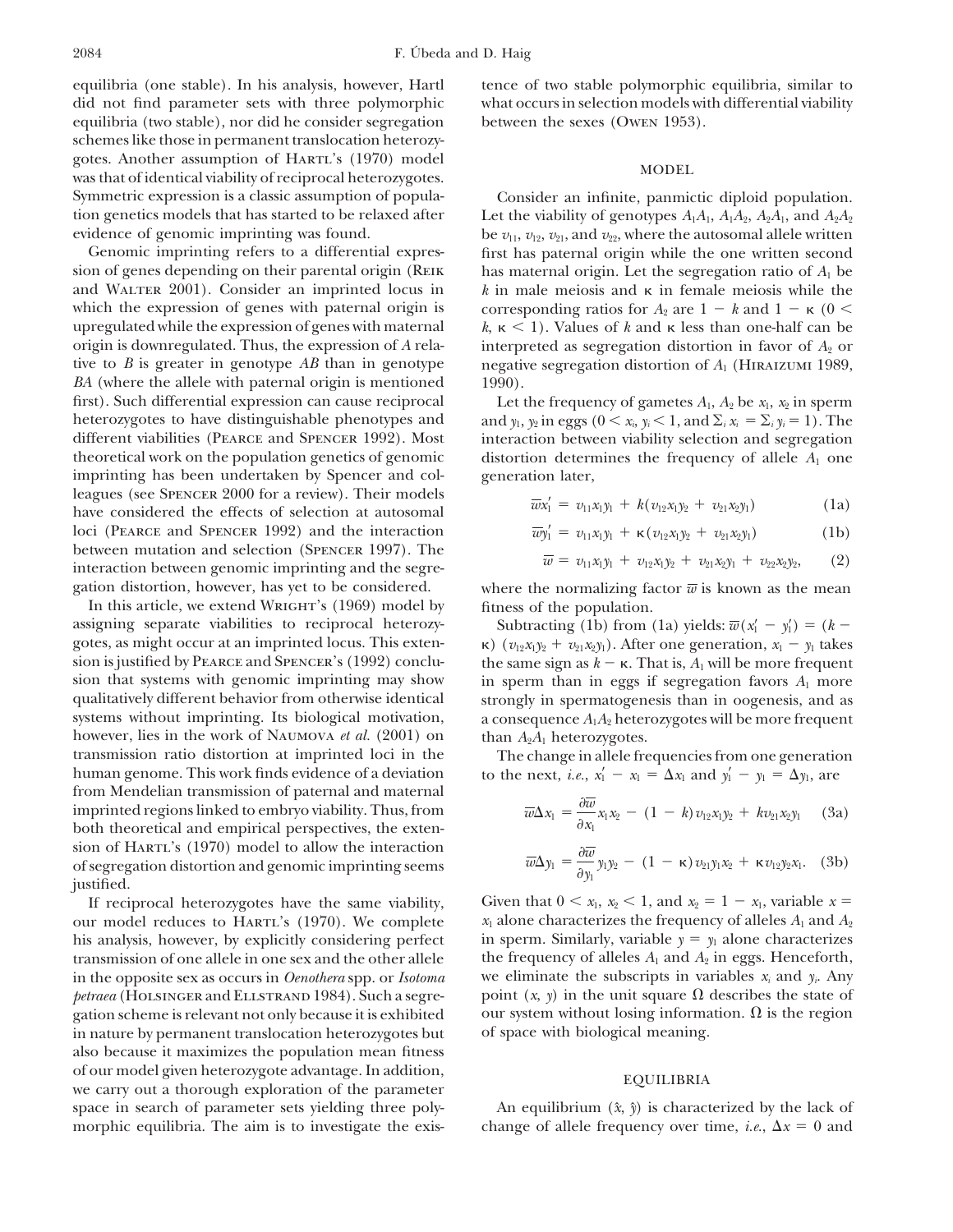equilibria (one stable). In his analysis, however, Hartl did not find parameter sets with three polymorphic equilibria (two stable), nor did he consider segregation schemes like those in permanent translocation heterozygotes. Another assumption of Hartl's (1970) model was that of identical viability of reciprocal heterozygotes. Symmetric expression is a classic assumption of population genetics models that has started to be relaxed after evidence of genomic imprinting was found.

Genomic imprinting refers to a differential expression of genes depending on their parental origin (Reik and Walter 2001). Consider an imprinted locus in which the expression of genes with paternal origin is upregulated while the expression of genes with maternal origin is downregulated. Thus, the expression of $A$ relative to $B$ is greater in genotype $AB$ than in genotype $BA$ (where the allele with paternal origin is mentioned first). Such differential expression can cause reciprocal heterozygotes to have distinguishable phenotypes and different viabilities (Pearce and Spencer 1992). Most theoretical work on the population genetics of genomic imprinting has been undertaken by Spencer and colleagues (see Spencer 2000 for a review). Their models have considered the effects of selection at autosomal loci (Pearce and Spencer 1992) and the interaction between mutation and selection (Spencer 1997). The interaction between genomic imprinting and the segregation distortion, however, has yet to be considered.

In this article, we extend Wright's (1969) model by assigning separate viabilities to reciprocal heterozygotes, as might occur at an imprinted locus. This extension is justified by Pearce and Spencer's (1992) conclusion that systems with genomic imprinting may show qualitatively different behavior from otherwise identical systems without imprinting. Its biological motivation, however, lies in the work of Naumova *et al.* (2001) on transmission ratio distortion at imprinted loci in the human genome. This work finds evidence of a deviation from Mendelian transmission of paternal and maternal imprinted regions linked to embryo viability. Thus, from both theoretical and empirical perspectives, the extension of Hartl's (1970) model to allow the interaction of segregation distortion and genomic imprinting seems justified.

If reciprocal heterozygotes have the same viability, our model reduces to Hartl's (1970). We complete his analysis, however, by explicitly considering perfect transmission of one allele in one sex and the other allele in the opposite sex as occurs in *Oenothera* spp. or *Isotoma petraea* (Holsinger and Ellstrand 1984). Such a segregation scheme is relevant not only because it is exhibited in nature by permanent translocation heterozygotes but also because it maximizes the population mean fitness of our model given heterozygote advantage. In addition, we carry out a thorough exploration of the parameter space in search of parameter sets yielding three polymorphic equilibria. The aim is to investigate the existence of two stable polymorphic equilibria, similar to what occurs in selection models with differential viability between the sexes (Owen 1953).

## MODEL

Consider an infinite, panmictic diploid population. Let the viability of genotypes $A_1A_1$, $A_1A_2$, $A_2A_1$, and $A_2A_2$ be $v_{11}$, $v_{12}$, $v_{21}$, and $v_{22}$, where the autosomal allele written first has paternal origin while the one written second has maternal origin. Let the segregation ratio of $A_1$ be $k$ in male meiosis and $\kappa$ in female meiosis while the corresponding ratios for $A_2$ are $1 - k$ and $1 - \kappa$ ($0 < k, \kappa < 1$). Values of $k$ and $\kappa$ less than one-half can be interpreted as segregation distortion in favor of $A_2$ or negative segregation distortion of $A_1$ (Hiraizumi 1989, 1990).

Let the frequency of gametes $A_1$, $A_2$ be $x_1$, $x_2$ in sperm and $y_1$, $y_2$ in eggs ($0 < x_i, y_i < 1$, and $\Sigma_i x_i = \Sigma_i y_i = 1$). The interaction between viability selection and segregation distortion determines the frequency of allele $A_1$ one generation later,

$$\overline{w}x_1' = v_{11}x_1y_1 + k(v_{12}x_1y_2 + v_{21}x_2y_1) \tag{1a}$$

$$\overline{w}y_1' = v_{11}x_1y_1 + \kappa(v_{12}x_1y_2 + v_{21}x_2y_1) \tag{1b}$$

$$\overline{w} = v_{11}x_1y_1 + v_{12}x_1y_2 + v_{21}x_2y_1 + v_{22}x_2y_2, \tag{2}$$

where the normalizing factor $\overline{w}$ is known as the mean fitness of the population.

Subtracting (1b) from (1a) yields: $\overline{w}(x_1' - y_1') = (k - \kappa)(v_{12}x_1y_2 + v_{21}x_2y_1)$. After one generation, $x_1 - y_1$ takes the same sign as $k - \kappa$. That is, $A_1$ will be more frequent in sperm than in eggs if segregation favors $A_1$ more strongly in spermatogenesis than in oogenesis, and as a consequence $A_1A_2$ heterozygotes will be more frequent than $A_2A_1$ heterozygotes.

The change in allele frequencies from one generation to the next, *i.e.*, $x_1' - x_1 = \Delta x_1$ and $y_1' - y_1 = \Delta y_1$, are

$$\overline{w}\Delta x_1 = \frac{\partial \overline{w}}{\partial x_1}x_1x_2 - (1 - k)v_{12}x_1y_2 + kv_{21}x_2y_1 \tag{3a}$$

$$\overline{w}\Delta y_1 = \frac{\partial \overline{w}}{\partial y_1}y_1y_2 - (1 - \kappa)v_{21}y_1x_2 + \kappa v_{12}y_2x_1. \tag{3b}$$

Given that $0 < x_1, x_2 < 1$, and $x_2 = 1 - x_1$, variable $x = x_1$ alone characterizes the frequency of alleles $A_1$ and $A_2$ in sperm. Similarly, variable $y = y_1$ alone characterizes the frequency of alleles $A_1$ and $A_2$ in eggs. Henceforth, we eliminate the subscripts in variables $x_i$ and $y_i$. Any point $(x, y)$ in the unit square $\Omega$ describes the state of our system without losing information. $\Omega$ is the region of space with biological meaning.

## EQUILIBRIA

An equilibrium $(\hat{x}, \hat{y})$ is characterized by the lack of change of allele frequency over time, *i.e.*, $\Delta x = 0$ and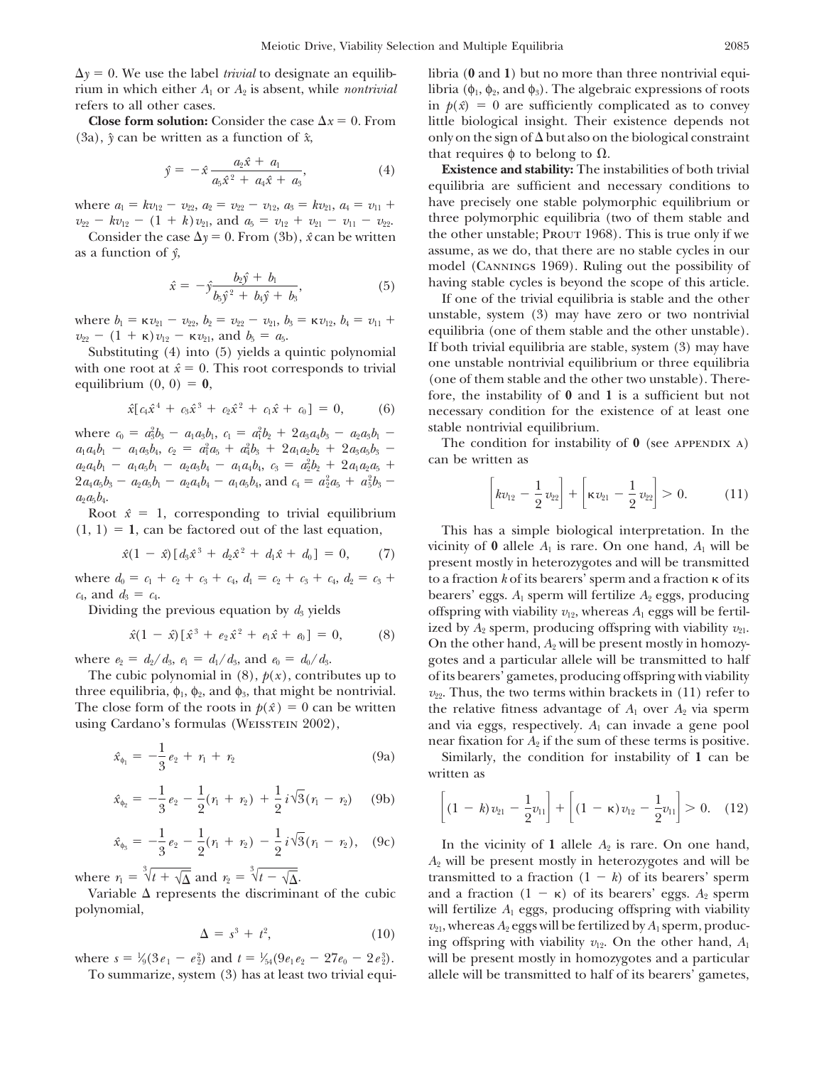$\Delta y = 0$. We use the label *trivial* to designate an equilibrium in which either $A_1$ or $A_2$ is absent, while *nontrivial* refers to all other cases.

**Close form solution:** Consider the case $\Delta x = 0$. From (3a), $\hat{y}$ can be written as a function of $\hat{x}$,

$$\hat{y} = -\hat{x}\frac{a_2\hat{x} + a_1}{a_5\hat{x}^2 + a_4\hat{x} + a_3}, \tag{4}$$

where $a_1 = kv_{12} - v_{22}$, $a_2 = v_{22} - v_{12}$, $a_3 = kv_{21}$, $a_4 = v_{11} + v_{22} - kv_{12} - (1 + k)v_{21}$, and $a_5 = v_{12} + v_{21} - v_{11} - v_{22}$.

Consider the case $\Delta y = 0$. From (3b), $\hat{x}$ can be written as a function of $\hat{y}$,

$$\hat{x} = -\hat{y}\frac{b_2\hat{y} + b_1}{b_5\hat{y}^2 + b_4\hat{y} + b_3}, \tag{5}$$

where $b_1 = \kappa v_{21} - v_{22}$, $b_2 = v_{22} - v_{21}$, $b_3 = \kappa v_{12}$, $b_4 = v_{11} + v_{22} - (1 + \kappa)v_{12} - \kappa v_{21}$, and $b_5 = a_5$.

Substituting (4) into (5) yields a quintic polynomial with one root at $\hat{x} = 0$. This root corresponds to trivial equilibrium $(0, 0) = \mathbf{0}$,

$$\hat{x}[c_4\hat{x}^4 + c_3\hat{x}^3 + c_2\hat{x}^2 + c_1\hat{x} + c_0] = 0, \tag{6}$$

where $c_0 = a_3^2b_3 - a_1a_3b_1$, $c_1 = a_1^2b_2 + 2a_3a_4b_3 - a_2a_3b_1 - a_1a_4b_1 - a_1a_3b_4$, $c_2 = a_1^2a_5 + a_4^2b_3 + 2a_1a_2b_2 + 2a_3a_5b_3 - a_2a_4b_1 - a_1a_5b_1 - a_2a_3b_4 - a_1a_4b_4$, $c_3 = a_2^2b_2 + 2a_1a_2a_5 + 2a_4a_5b_3 - a_2a_5b_1 - a_2a_4b_4 - a_1a_5b_4$, and $c_4 = a_2^2a_5 + a_5^2b_3 - a_2a_5b_4$.

Root $\hat{x} = 1$, corresponding to trivial equilibrium $(1, 1) = \mathbf{1}$, can be factored out of the last equation,

$$\hat{x}(1 - \hat{x})[d_3\hat{x}^3 + d_2\hat{x}^2 + d_1\hat{x} + d_0] = 0, \tag{7}$$

where $d_0 = c_1 + c_2 + c_3 + c_4$, $d_1 = c_2 + c_3 + c_4$, $d_2 = c_3 + c_4$, and $d_3 = c_4$.

Dividing the previous equation by $d_3$ yields

$$\hat{x}(1 - \hat{x})[\hat{x}^3 + e_2\hat{x}^2 + e_1\hat{x} + e_0] = 0, \tag{8}$$

where $e_2 = d_2/d_3$, $e_1 = d_1/d_3$, and $e_0 = d_0/d_3$.

The cubic polynomial in (8), $p(x)$, contributes up to three equilibria, $\phi_1$, $\phi_2$, and $\phi_3$, that might be nontrivial. The close form of the roots in $p(\hat{x}) = 0$ can be written using Cardano's formulas (Weisstein 2002),

$$\hat{x}_{\phi_1} = -\frac{1}{3}e_2 + r_1 + r_2 \tag{9a}$$

$$\hat{x}_{\phi_2} = -\frac{1}{3}e_2 - \frac{1}{2}(r_1 + r_2) + \frac{1}{2}i\sqrt{3}(r_1 - r_2) \tag{9b}$$

$$\hat{x}_{\phi_3} = -\frac{1}{3}e_2 - \frac{1}{2}(r_1 + r_2) - \frac{1}{2}i\sqrt{3}(r_1 - r_2), \tag{9c}$$

where $r_1 = \sqrt[3]{t + \sqrt{\Delta}}$ and $r_2 = \sqrt[3]{t - \sqrt{\Delta}}$.

Variable $\Delta$ represents the discriminant of the cubic polynomial,

$$\Delta = s^3 + t^2, \tag{10}$$

where $s = \frac{1}{9}(3e_1 - e_2^2)$ and $t = \frac{1}{54}(9e_1e_2 - 27e_0 - 2e_2^3)$.

To summarize, system (3) has at least two trivial equilibria ($\mathbf{0}$ and $\mathbf{1}$) but no more than three nontrivial equilibria ($\phi_1$, $\phi_2$, and $\phi_3$). The algebraic expressions of roots in $p(\hat{x}) = 0$ are sufficiently complicated as to convey little biological insight. Their existence depends not only on the sign of $\Delta$ but also on the biological constraint that requires $\phi$ to belong to $\Omega$.

**Existence and stability:** The instabilities of both trivial equilibria are sufficient and necessary conditions to have precisely one stable polymorphic equilibrium or three polymorphic equilibria (two of them stable and the other unstable; Prout 1968). This is true only if we assume, as we do, that there are no stable cycles in our model (Cannings 1969). Ruling out the possibility of having stable cycles is beyond the scope of this article.

If one of the trivial equilibria is stable and the other unstable, system (3) may have zero or two nontrivial equilibria (one of them stable and the other unstable). If both trivial equilibria are stable, system (3) may have one unstable nontrivial equilibrium or three equilibria (one of them stable and the other two unstable). Therefore, the instability of $\mathbf{0}$ and $\mathbf{1}$ is a sufficient but not necessary condition for the existence of at least one stable nontrivial equilibrium.

The condition for instability of $\mathbf{0}$ (see appendix a) can be written as

$$\left[kv_{12} - \frac{1}{2}v_{22}\right] + \left[\kappa v_{21} - \frac{1}{2}v_{22}\right] > 0. \tag{11}$$

This has a simple biological interpretation. In the vicinity of $\mathbf{0}$ allele $A_1$ is rare. On one hand, $A_1$ will be present mostly in heterozygotes and will be transmitted to a fraction $k$ of its bearers' sperm and a fraction $\kappa$ of its bearers' eggs. $A_1$ sperm will fertilize $A_2$ eggs, producing offspring with viability $v_{12}$, whereas $A_1$ eggs will be fertilized by $A_2$ sperm, producing offspring with viability $v_{21}$. On the other hand, $A_2$ will be present mostly in homozygotes and a particular allele will be transmitted to half of its bearers' gametes, producing offspring with viability $v_{22}$. Thus, the two terms within brackets in (11) refer to the relative fitness advantage of $A_1$ over $A_2$ via sperm and via eggs, respectively. $A_1$ can invade a gene pool near fixation for $A_2$ if the sum of these terms is positive.

Similarly, the condition for instability of $\mathbf{1}$ can be written as

$$\left[(1 - k)v_{21} - \frac{1}{2}v_{11}\right] + \left[(1 - \kappa)v_{12} - \frac{1}{2}v_{11}\right] > 0. \tag{12}$$

In the vicinity of $\mathbf{1}$ allele $A_2$ is rare. On one hand, $A_2$ will be present mostly in heterozygotes and will be transmitted to a fraction $(1 - k)$ of its bearers' sperm and a fraction $(1 - \kappa)$ of its bearers' eggs. $A_2$ sperm will fertilize $A_1$ eggs, producing offspring with viability $v_{21}$, whereas $A_2$ eggs will be fertilized by $A_1$ sperm, producing offspring with viability $v_{12}$. On the other hand, $A_1$ will be present mostly in homozygotes and a particular allele will be transmitted to half of its bearers' gametes,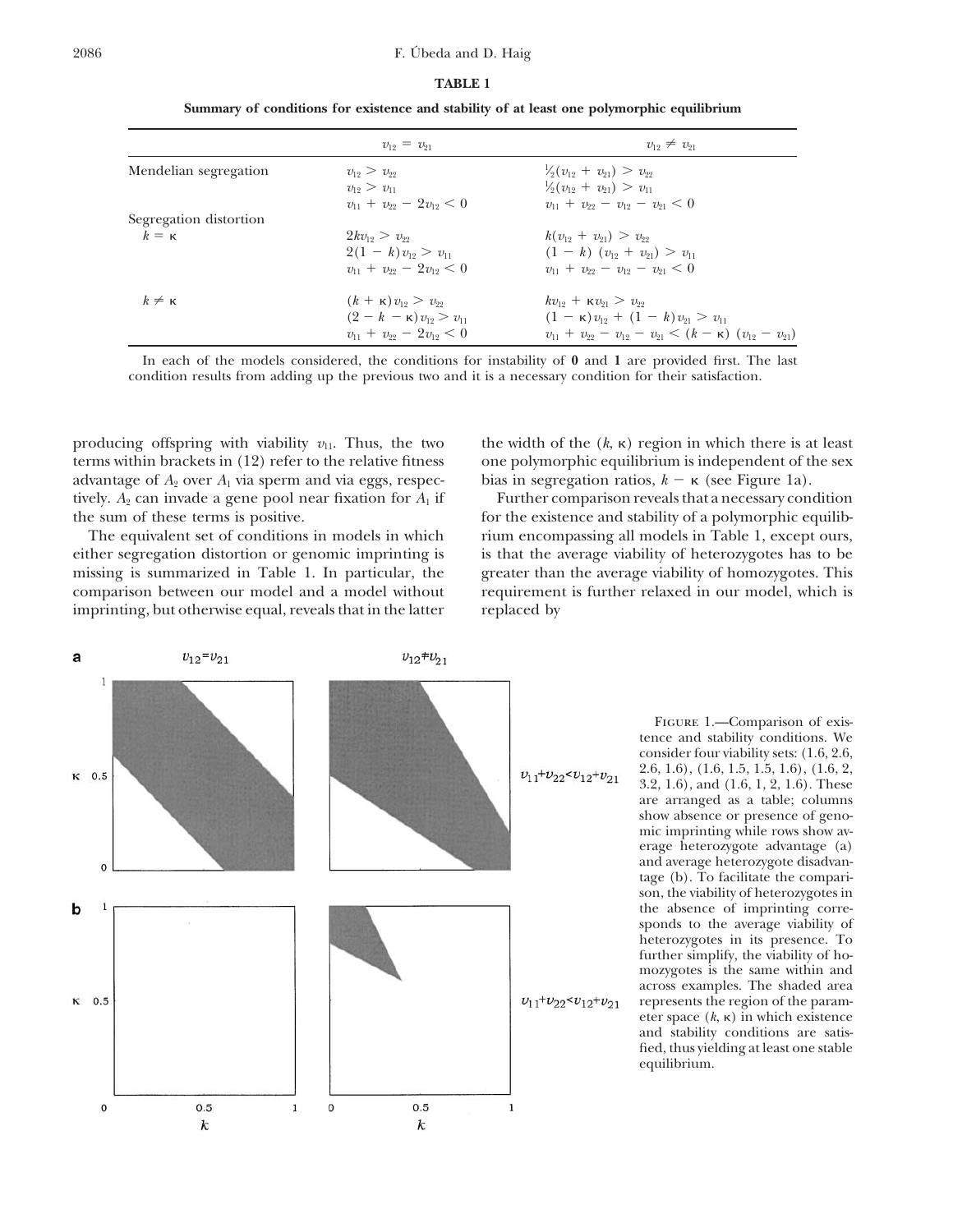**TABLE 1**

**Summary of conditions for existence and stability of at least one polymorphic equilibrium**

| | $v_{12} = v_{21}$ | $v_{12} \neq v_{21}$ |
|---|---|---|
| Mendelian segregation | $v_{12} > v_{22}$ | $\frac{1}{2}(v_{12} + v_{21}) > v_{22}$ |
| | $v_{12} > v_{11}$ | $\frac{1}{2}(v_{12} + v_{21}) > v_{11}$ |
| | $v_{11} + v_{22} - 2v_{12} < 0$ | $v_{11} + v_{22} - v_{12} - v_{21} < 0$ |
| Segregation distortion | | |
| $k = \kappa$ | $2kv_{12} > v_{22}$ | $k(v_{12} + v_{21}) > v_{22}$ |
| | $2(1 - k)v_{12} > v_{11}$ | $(1 - k)\ (v_{12} + v_{21}) > v_{11}$ |
| | $v_{11} + v_{22} - 2v_{12} < 0$ | $v_{11} + v_{22} - v_{12} - v_{21} < 0$ |
| $k \neq \kappa$ | $(k + \kappa)v_{12} > v_{22}$ | $kv_{12} + \kappa v_{21} > v_{22}$ |
| | $(2 - k - \kappa)v_{12} > v_{11}$ | $(1 - \kappa)v_{12} + (1 - k)v_{21} > v_{11}$ |
| | $v_{11} + v_{22} - 2v_{12} < 0$ | $v_{11} + v_{22} - v_{12} - v_{21} < (k - \kappa)\ (v_{12} - v_{21})$ |

In each of the models considered, the conditions for instability of **0** and **1** are provided first. The last condition results from adding up the previous two and it is a necessary condition for their satisfaction.

producing offspring with viability $v_{11}$. Thus, the two terms within brackets in (12) refer to the relative fitness advantage of $A_2$ over $A_1$ via sperm and via eggs, respectively. $A_2$ can invade a gene pool near fixation for $A_1$ if the sum of these terms is positive.

The equivalent set of conditions in models in which either segregation distortion or genomic imprinting is missing is summarized in Table 1. In particular, the comparison between our model and a model without imprinting, but otherwise equal, reveals that in the latter the width of the $(k, \kappa)$ region in which there is at least one polymorphic equilibrium is independent of the sex bias in segregation ratios, $k - \kappa$ (see Figure 1a).

Further comparison reveals that a necessary condition for the existence and stability of a polymorphic equilibrium encompassing all models in Table 1, except ours, is that the average viability of heterozygotes has to be greater than the average viability of homozygotes. This requirement is further relaxed in our model, which is replaced by

Figure 1.—Comparison of existence and stability conditions. We consider four viability sets: (1.6, 2.6, 2.6, 1.6), (1.6, 1.5, 1.5, 1.6), (1.6, 2, 3.2, 1.6), and (1.6, 1, 2, 1.6). These are arranged as a table; columns show absence or presence of genomic imprinting while rows show average heterozygote advantage (a) and average heterozygote disadvantage (b). To facilitate the comparison, the viability of heterozygotes in the absence of imprinting corresponds to the average viability of heterozygotes in its presence. To further simplify, the viability of homozygotes is the same within and across examples. The shaded area represents the region of the parameter space $(k, \kappa)$ in which existence and stability conditions are satisfied, thus yielding at least one stable equilibrium.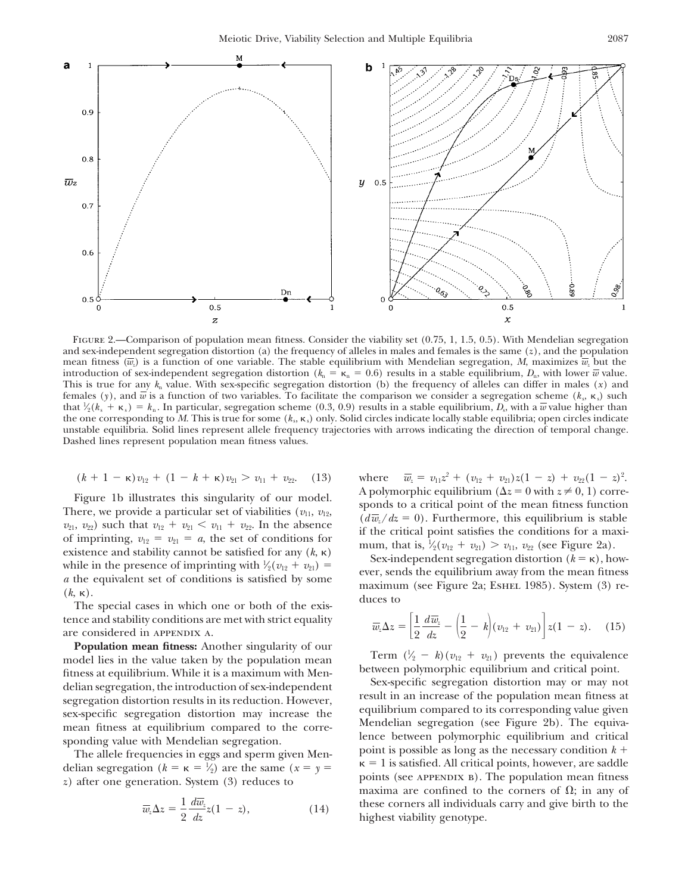FIGURE 2.—Comparison of population mean fitness. Consider the viability set (0.75, 1, 1.5, 0.5). With Mendelian segregation and sex-independent segregation distortion (a) the frequency of alleles in males and females is the same ($z$), and the population mean fitness ($\overline{w}_z$) is a function of one variable. The stable equilibrium with Mendelian segregation, $M$, maximizes $\overline{w}_z$ but the introduction of sex-independent segregation distortion ($k_n = \kappa_n = 0.6$) results in a stable equilibrium, $D_n$, with lower $\overline{w}$ value. This is true for any $k_n$ value. With sex-specific segregation distortion (b) the frequency of alleles can differ in males ($x$) and females ($y$), and $\overline{w}$ is a function of two variables. To facilitate the comparison we consider a segregation scheme ($k_s$, $\kappa_s$) such that $\frac{1}{2}(k_s + \kappa_s) = k_n$. In particular, segregation scheme (0.3, 0.9) results in a stable equilibrium, $D_s$, with a $\overline{w}$ value higher than the one corresponding to $M$. This is true for some ($k_s$, $\kappa_s$) only. Solid circles indicate locally stable equilibria; open circles indicate unstable equilibria. Solid lines represent allele frequency trajectories with arrows indicating the direction of temporal change. Dashed lines represent population mean fitness values.

$$(k + 1 - \kappa)v_{12} + (1 - k + \kappa)v_{21} > v_{11} + v_{22}. \quad (13)$$

Figure 1b illustrates this singularity of our model. There, we provide a particular set of viabilities ($v_{11}$, $v_{12}$, $v_{21}$, $v_{22}$) such that $v_{12} + v_{21} < v_{11} + v_{22}$. In the absence of imprinting, $v_{12} = v_{21} = a$, the set of conditions for existence and stability cannot be satisfied for any ($k$, $\kappa$) while in the presence of imprinting with $\frac{1}{2}(v_{12} + v_{21}) = a$ the equivalent set of conditions is satisfied by some ($k$, $\kappa$).

The special cases in which one or both of the existence and stability conditions are met with strict equality are considered in APPENDIX A.

**Population mean fitness:** Another singularity of our model lies in the value taken by the population mean fitness at equilibrium. While it is a maximum with Mendelian segregation, the introduction of sex-independent segregation distortion results in its reduction. However, sex-specific segregation distortion may increase the mean fitness at equilibrium compared to the corresponding value with Mendelian segregation.

The allele frequencies in eggs and sperm given Mendelian segregation ($k = \kappa = \frac{1}{2}$) are the same ($x = y = z$) after one generation. System (3) reduces to

$$\overline{w}_z \Delta z = \frac{1}{2}\frac{d\overline{w}_z}{dz} z(1 - z), \quad (14)$$

where $\overline{w}_z = v_{11}z^2 + (v_{12} + v_{21})z(1 - z) + v_{22}(1 - z)^2$. A polymorphic equilibrium ($\Delta z = 0$ with $z \neq 0, 1$) corresponds to a critical point of the mean fitness function ($d\overline{w}_z/dz = 0$). Furthermore, this equilibrium is stable if the critical point satisfies the conditions for a maximum, that is, $\frac{1}{2}(v_{12} + v_{21}) > v_{11}, v_{22}$ (see Figure 2a).

Sex-independent segregation distortion ($k = \kappa$), however, sends the equilibrium away from the mean fitness maximum (see Figure 2a; ESHEL 1985). System (3) reduces to

$$\overline{w}_z \Delta z = \left[\frac{1}{2}\frac{d\overline{w}_z}{dz} - \left(\frac{1}{2} - k\right)(v_{12} + v_{21})\right] z(1 - z). \quad (15)$$

Term $(\frac{1}{2} - k)(v_{12} + v_{21})$ prevents the equivalence between polymorphic equilibrium and critical point.

Sex-specific segregation distortion may or may not result in an increase of the population mean fitness at equilibrium compared to its corresponding value given Mendelian segregation (see Figure 2b). The equivalence between polymorphic equilibrium and critical point is possible as long as the necessary condition $k + \kappa = 1$ is satisfied. All critical points, however, are saddle points (see APPENDIX B). The population mean fitness maxima are confined to the corners of $\Omega$; in any of these corners all individuals carry and give birth to the highest viability genotype.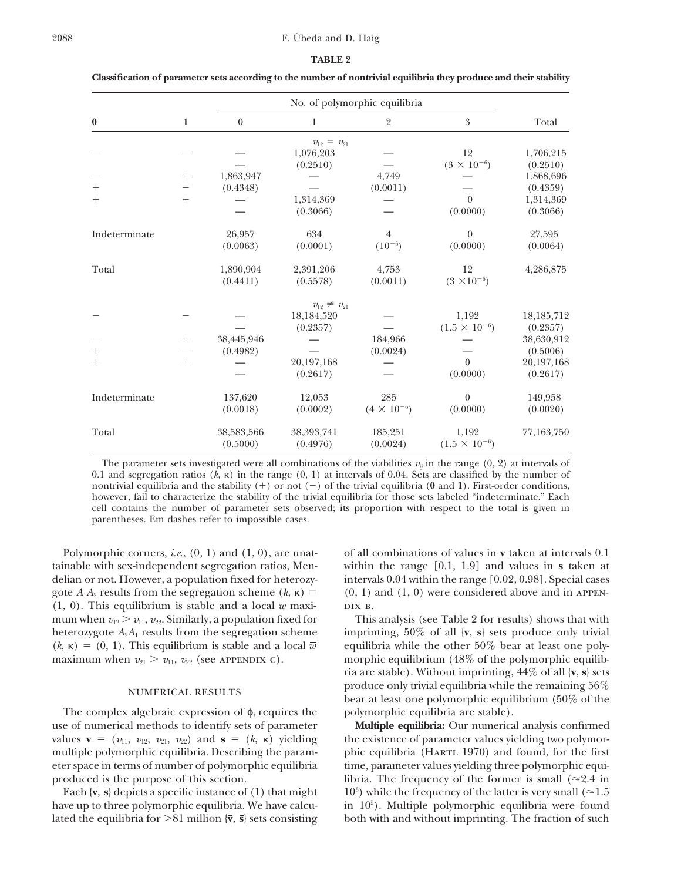**TABLE 2**

**Classification of parameter sets according to the number of nontrivial equilibria they produce and their stability**

| **0** | **1** | No. of polymorphic equilibria: 0 | 1 | 2 | 3 | Total |
|---|---|---|---|---|---|---|
| | | | $v_{12} = v_{21}$ | | | |
| − | − | — | 1,076,203 | — | 12 | 1,706,215 |
| | | — | (0.2510) | — | $(3 \times 10^{-6})$ | (0.2510) |
| − | + | 1,863,947 | — | 4,749 | — | 1,868,696 |
| + | − | (0.4348) | — | (0.0011) | — | (0.4359) |
| + | + | — | 1,314,369 | — | 0 | 1,314,369 |
| | | — | (0.3066) | — | (0.0000) | (0.3066) |
| Indeterminate | | 26,957 | 634 | 4 | 0 | 27,595 |
| | | (0.0063) | (0.0001) | $(10^{-6})$ | (0.0000) | (0.0064) |
| Total | | 1,890,904 | 2,391,206 | 4,753 | 12 | 4,286,875 |
| | | (0.4411) | (0.5578) | (0.0011) | $(3 \times 10^{-6})$ | |
| | | | $v_{12} \neq v_{21}$ | | | |
| − | − | — | 18,184,520 | — | 1,192 | 18,185,712 |
| | | — | (0.2357) | — | $(1.5 \times 10^{-6})$ | (0.2357) |
| − | + | 38,445,946 | — | 184,966 | — | 38,630,912 |
| + | − | (0.4982) | — | (0.0024) | — | (0.5006) |
| + | + | — | 20,197,168 | — | 0 | 20,197,168 |
| | | — | (0.2617) | — | (0.0000) | (0.2617) |
| Indeterminate | | 137,620 | 12,053 | 285 | 0 | 149,958 |
| | | (0.0018) | (0.0002) | $(4 \times 10^{-6})$ | (0.0000) | (0.0020) |
| Total | | 38,583,566 | 38,393,741 | 185,251 | 1,192 | 77,163,750 |
| | | (0.5000) | (0.4976) | (0.0024) | $(1.5 \times 10^{-6})$ | |

The parameter sets investigated were all combinations of the viabilities $v_{ij}$ in the range (0, 2) at intervals of 0.1 and segregation ratios $(k, \kappa)$ in the range (0, 1) at intervals of 0.04. Sets are classified by the number of nontrivial equilibria and the stability (+) or not (−) of the trivial equilibria (**0** and **1**). First-order conditions, however, fail to characterize the stability of the trivial equilibria for those sets labeled "indeterminate." Each cell contains the number of parameter sets observed; its proportion with respect to the total is given in parentheses. Em dashes refer to impossible cases.

Polymorphic corners, *i.e.*, (0, 1) and (1, 0), are unattainable with sex-independent segregation ratios, Mendelian or not. However, a population fixed for heterozygote $A_1A_2$ results from the segregation scheme $(k, \kappa) = (1, 0)$. This equilibrium is stable and a local $\overline{w}$ maximum when $v_{12} > v_{11}, v_{22}$. Similarly, a population fixed for heterozygote $A_2A_1$ results from the segregation scheme $(k, \kappa) = (0, 1)$. This equilibrium is stable and a local $\overline{w}$ maximum when $v_{21} > v_{11}, v_{22}$ (see APPENDIX C).

## NUMERICAL RESULTS

The complex algebraic expression of $\phi_i$ requires the use of numerical methods to identify sets of parameter values $\mathbf{v} = (v_{11}, v_{12}, v_{21}, v_{22})$ and $\mathbf{s} = (k, \kappa)$ yielding multiple polymorphic equilibria. Describing the parameter space in terms of number of polymorphic equilibria produced is the purpose of this section.

Each $\{\bar{\mathbf{v}}, \bar{\mathbf{s}}\}$ depicts a specific instance of (1) that might have up to three polymorphic equilibria. We have calculated the equilibria for >81 million $\{\bar{\mathbf{v}}, \bar{\mathbf{s}}\}$ sets consisting of all combinations of values in $\mathbf{v}$ taken at intervals 0.1 within the range [0.1, 1.9] and values in $\mathbf{s}$ taken at intervals 0.04 within the range [0.02, 0.98]. Special cases (0, 1) and (1, 0) were considered above and in APPENDIX B.

This analysis (see Table 2 for results) shows that with imprinting, 50% of all $\{\mathbf{v}, \mathbf{s}\}$ sets produce only trivial equilibria while the other 50% bear at least one polymorphic equilibrium (48% of the polymorphic equilibria are stable). Without imprinting, 44% of all $\{\mathbf{v}, \mathbf{s}\}$ sets produce only trivial equilibria while the remaining 56% bear at least one polymorphic equilibrium (50% of the polymorphic equilibria are stable).

**Multiple equilibria:** Our numerical analysis confirmed the existence of parameter values yielding two polymorphic equilibria (HARTL 1970) and found, for the first time, parameter values yielding three polymorphic equilibria. The frequency of the former is small ($\approx$2.4 in $10^3$) while the frequency of the latter is very small ($\approx$1.5 in $10^5$). Multiple polymorphic equilibria were found both with and without imprinting. The fraction of such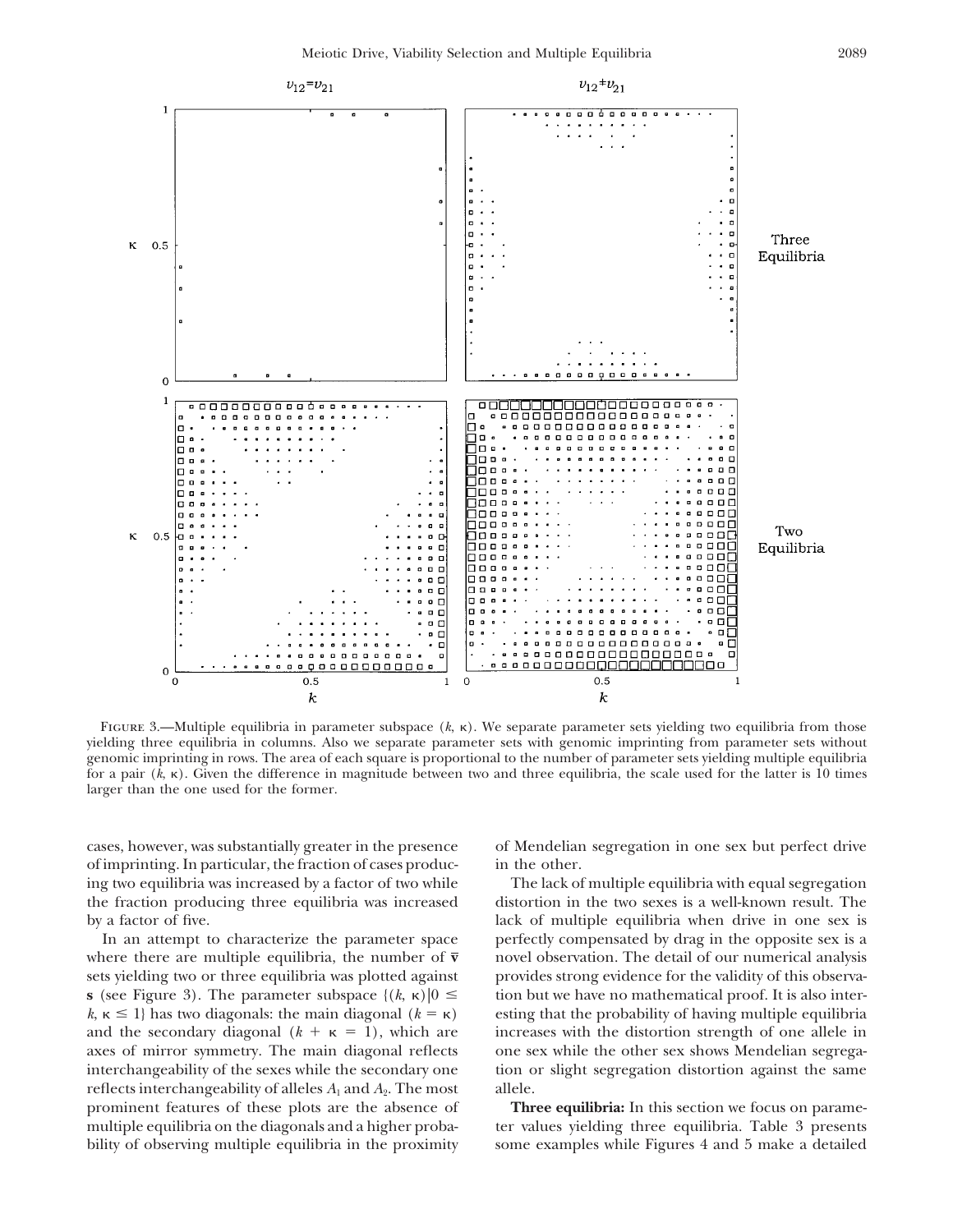FIGURE 3.—Multiple equilibria in parameter subspace ($k$, $\kappa$). We separate parameter sets yielding two equilibria from those yielding three equilibria in columns. Also we separate parameter sets with genomic imprinting from parameter sets without genomic imprinting in rows. The area of each square is proportional to the number of parameter sets yielding multiple equilibria for a pair ($k$, $\kappa$). Given the difference in magnitude between two and three equilibria, the scale used for the latter is 10 times larger than the one used for the former.

cases, however, was substantially greater in the presence of imprinting. In particular, the fraction of cases producing two equilibria was increased by a factor of two while the fraction producing three equilibria was increased by a factor of five.

In an attempt to characterize the parameter space where there are multiple equilibria, the number of $\bar{\mathbf{v}}$ sets yielding two or three equilibria was plotted against $\mathbf{s}$ (see Figure 3). The parameter subspace $\{(k, \kappa)|0 \leq k, \kappa \leq 1\}$ has two diagonals: the main diagonal ($k = \kappa$) and the secondary diagonal ($k + \kappa = 1$), which are axes of mirror symmetry. The main diagonal reflects interchangeability of the sexes while the secondary one reflects interchangeability of alleles $A_1$ and $A_2$. The most prominent features of these plots are the absence of multiple equilibria on the diagonals and a higher probability of observing multiple equilibria in the proximity of Mendelian segregation in one sex but perfect drive in the other.

The lack of multiple equilibria with equal segregation distortion in the two sexes is a well-known result. The lack of multiple equilibria when drive in one sex is perfectly compensated by drag in the opposite sex is a novel observation. The detail of our numerical analysis provides strong evidence for the validity of this observation but we have no mathematical proof. It is also interesting that the probability of having multiple equilibria increases with the distortion strength of one allele in one sex while the other sex shows Mendelian segregation or slight segregation distortion against the same allele.

**Three equilibria:** In this section we focus on parameter values yielding three equilibria. Table 3 presents some examples while Figures 4 and 5 make a detailed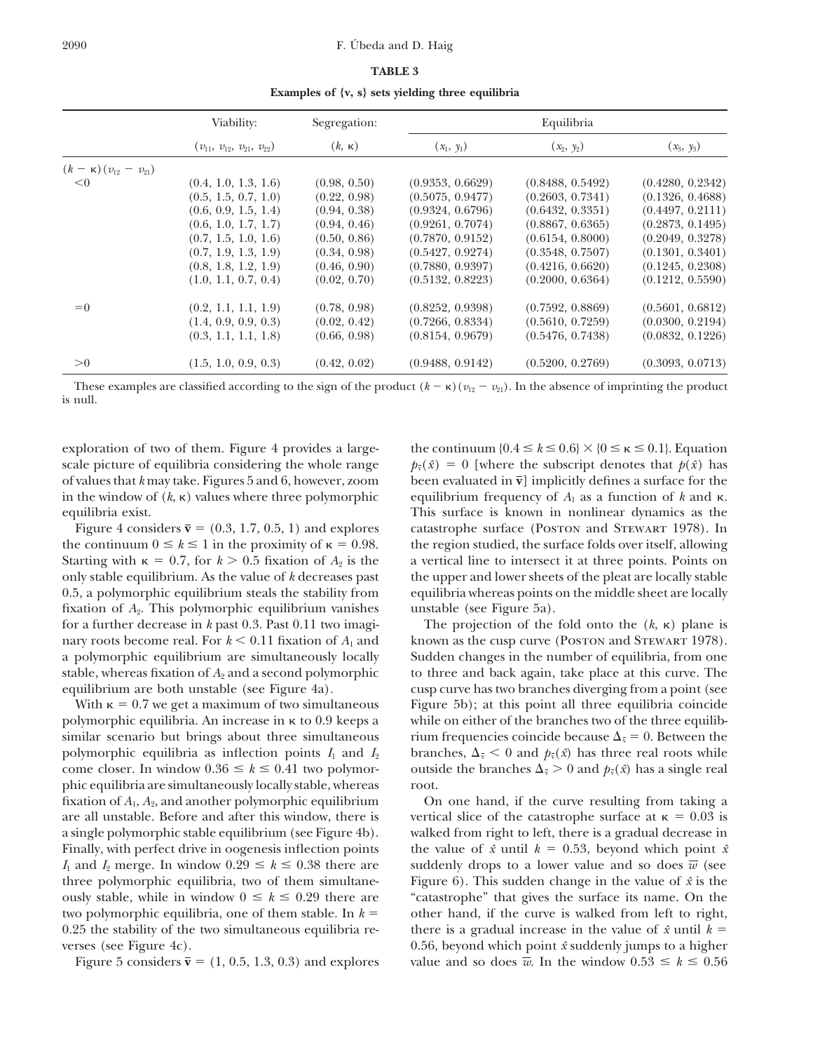**TABLE 3**

**Examples of {v, s} sets yielding three equilibria**

| | Viability: | Segregation: | Equilibria | | |
|---|---|---|---|---|---|
| | $(v_{11}, v_{12}, v_{21}, v_{22})$ | $(k, \kappa)$ | $(x_1, y_1)$ | $(x_2, y_2)$ | $(x_3, y_3)$ |
| $(k - \kappa)(v_{12} - v_{21})$ | | | | | |
| $<0$ | (0.4, 1.0, 1.3, 1.6) | (0.98, 0.50) | (0.9353, 0.6629) | (0.8488, 0.5492) | (0.4280, 0.2342) |
| | (0.5, 1.5, 0.7, 1.0) | (0.22, 0.98) | (0.5075, 0.9477) | (0.2603, 0.7341) | (0.1326, 0.4688) |
| | (0.6, 0.9, 1.5, 1.4) | (0.94, 0.38) | (0.9324, 0.6796) | (0.6432, 0.3351) | (0.4497, 0.2111) |
| | (0.6, 1.0, 1.7, 1.7) | (0.94, 0.46) | (0.9261, 0.7074) | (0.8867, 0.6365) | (0.2873, 0.1495) |
| | (0.7, 1.5, 1.0, 1.6) | (0.50, 0.86) | (0.7870, 0.9152) | (0.6154, 0.8000) | (0.2049, 0.3278) |
| | (0.7, 1.9, 1.3, 1.9) | (0.34, 0.98) | (0.5427, 0.9274) | (0.3548, 0.7507) | (0.1301, 0.3401) |
| | (0.8, 1.8, 1.2, 1.9) | (0.46, 0.90) | (0.7880, 0.9397) | (0.4216, 0.6620) | (0.1245, 0.2308) |
| | (1.0, 1.1, 0.7, 0.4) | (0.02, 0.70) | (0.5132, 0.8223) | (0.2000, 0.6364) | (0.1212, 0.5590) |
| $=0$ | (0.2, 1.1, 1.1, 1.9) | (0.78, 0.98) | (0.8252, 0.9398) | (0.7592, 0.8869) | (0.5601, 0.6812) |
| | (1.4, 0.9, 0.9, 0.3) | (0.02, 0.42) | (0.7266, 0.8334) | (0.5610, 0.7259) | (0.0300, 0.2194) |
| | (0.3, 1.1, 1.1, 1.8) | (0.66, 0.98) | (0.8154, 0.9679) | (0.5476, 0.7438) | (0.0832, 0.1226) |
| $>0$ | (1.5, 1.0, 0.9, 0.3) | (0.42, 0.02) | (0.9488, 0.9142) | (0.5200, 0.2769) | (0.3093, 0.0713) |

These examples are classified according to the sign of the product $(k - \kappa)(v_{12} - v_{21})$. In the absence of imprinting the product is null.

exploration of two of them. Figure 4 provides a large-scale picture of equilibria considering the whole range of values that $k$ may take. Figures 5 and 6, however, zoom in the window of $(k, \kappa)$ values where three polymorphic equilibria exist.

Figure 4 considers $\bar{\mathbf{v}} = (0.3, 1.7, 0.5, 1)$ and explores the continuum $0 \leq k \leq 1$ in the proximity of $\kappa = 0.98$. Starting with $\kappa = 0.7$, for $k > 0.5$ fixation of $A_2$ is the only stable equilibrium. As the value of $k$ decreases past 0.5, a polymorphic equilibrium steals the stability from fixation of $A_2$. This polymorphic equilibrium vanishes for a further decrease in $k$ past 0.3. Past 0.11 two imaginary roots become real. For $k < 0.11$ fixation of $A_1$ and a polymorphic equilibrium are simultaneously locally stable, whereas fixation of $A_2$ and a second polymorphic equilibrium are both unstable (see Figure 4a).

With $\kappa = 0.7$ we get a maximum of two simultaneous polymorphic equilibria. An increase in $\kappa$ to 0.9 keeps a similar scenario but brings about three simultaneous polymorphic equilibria as inflection points $I_1$ and $I_2$ come closer. In window $0.36 \leq k \leq 0.41$ two polymorphic equilibria are simultaneously locally stable, whereas fixation of $A_1$, $A_2$, and another polymorphic equilibrium are all unstable. Before and after this window, there is a single polymorphic stable equilibrium (see Figure 4b). Finally, with perfect drive in oogenesis inflection points $I_1$ and $I_2$ merge. In window $0.29 \leq k \leq 0.38$ there are three polymorphic equilibria, two of them simultaneously stable, while in window $0 \leq k \leq 0.29$ there are two polymorphic equilibria, one of them stable. In $k = 0.25$ the stability of the two simultaneous equilibria reverses (see Figure 4c).

Figure 5 considers $\bar{\mathbf{v}} = (1, 0.5, 1.3, 0.3)$ and explores the continuum $\{0.4 \leq k \leq 0.6\} \times \{0 \leq \kappa \leq 0.1\}$. Equation $p_{\bar{v}}(\hat{x}) = 0$ [where the subscript denotes that $p(\hat{x})$ has been evaluated in $\bar{\mathbf{v}}$] implicitly defines a surface for the equilibrium frequency of $A_1$ as a function of $k$ and $\kappa$. This surface is known in nonlinear dynamics as the catastrophe surface (Poston and Stewart 1978). In the region studied, the surface folds over itself, allowing a vertical line to intersect it at three points. Points on the upper and lower sheets of the pleat are locally stable equilibria whereas points on the middle sheet are locally unstable (see Figure 5a).

The projection of the fold onto the $(k, \kappa)$ plane is known as the cusp curve (Poston and Stewart 1978). Sudden changes in the number of equilibria, from one to three and back again, take place at this curve. The cusp curve has two branches diverging from a point (see Figure 5b); at this point all three equilibria coincide while on either of the branches two of the three equilibrium frequencies coincide because $\Delta_{\bar{v}} = 0$. Between the branches, $\Delta_{\bar{v}} < 0$ and $p_{\bar{v}}(\hat{x})$ has three real roots while outside the branches $\Delta_{\bar{v}} > 0$ and $p_{\bar{v}}(\hat{x})$ has a single real root.

On one hand, if the curve resulting from taking a vertical slice of the catastrophe surface at $\kappa = 0.03$ is walked from right to left, there is a gradual decrease in the value of $\hat{x}$ until $k = 0.53$, beyond which point $\hat{x}$ suddenly drops to a lower value and so does $\overline{w}$ (see Figure 6). This sudden change in the value of $\hat{x}$ is the "catastrophe" that gives the surface its name. On the other hand, if the curve is walked from left to right, there is a gradual increase in the value of $\hat{x}$ until $k = 0.56$, beyond which point $\hat{x}$ suddenly jumps to a higher value and so does $\overline{w}$. In the window $0.53 \leq k \leq 0.56$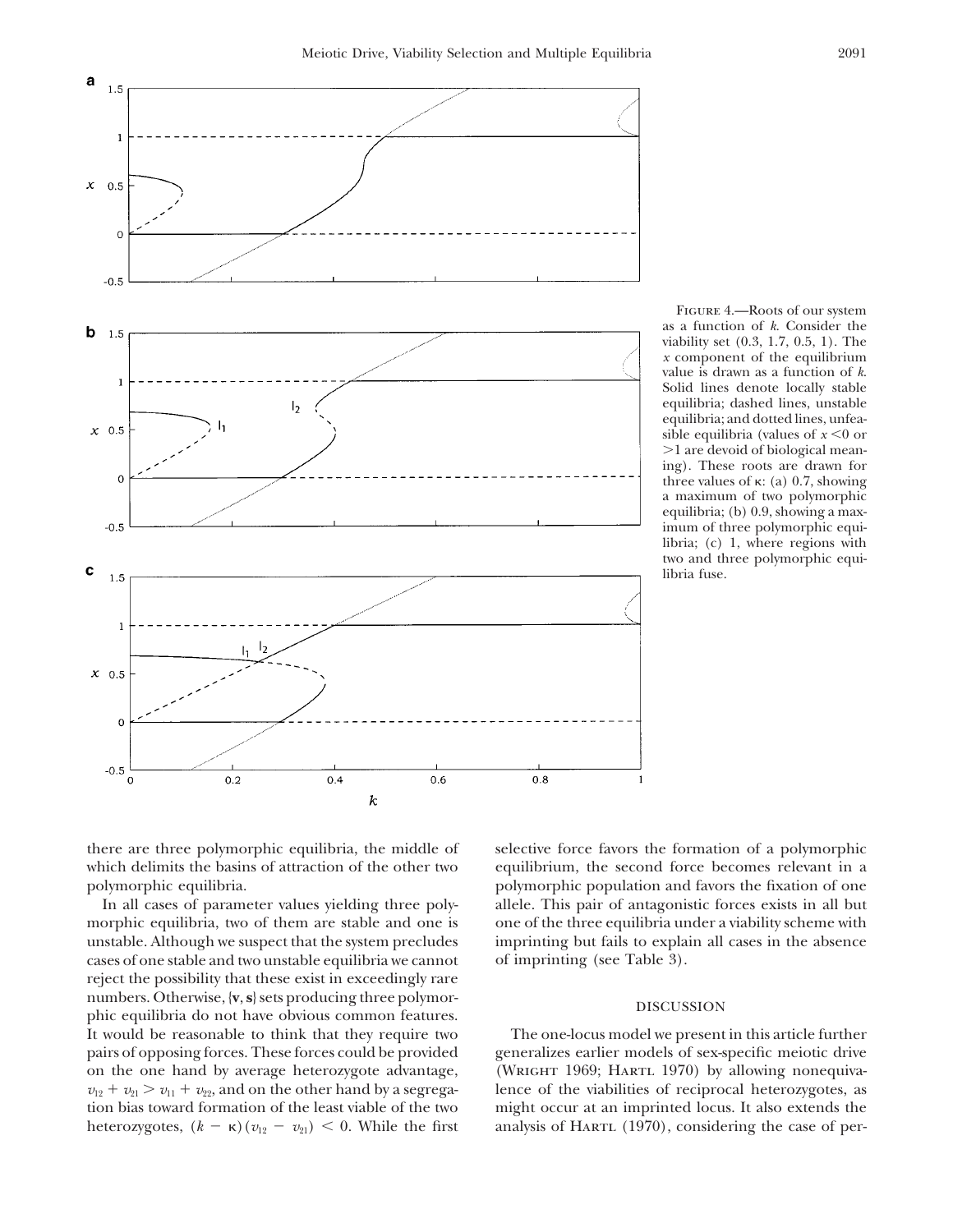FIGURE 4.—Roots of our system as a function of $k$. Consider the viability set (0.3, 1.7, 0.5, 1). The $x$ component of the equilibrium value is drawn as a function of $k$. Solid lines denote locally stable equilibria; dashed lines, unstable equilibria; and dotted lines, unfeasible equilibria (values of $x < 0$ or $> 1$ are devoid of biological meaning). These roots are drawn for three values of $\kappa$: (a) 0.7, showing a maximum of two polymorphic equilibria; (b) 0.9, showing a maximum of three polymorphic equilibria; (c) 1, where regions with two and three polymorphic equilibria fuse.

there are three polymorphic equilibria, the middle of which delimits the basins of attraction of the other two polymorphic equilibria.

In all cases of parameter values yielding three polymorphic equilibria, two of them are stable and one is unstable. Although we suspect that the system precludes cases of one stable and two unstable equilibria we cannot reject the possibility that these exist in exceedingly rare numbers. Otherwise, {**v**, **s**} sets producing three polymorphic equilibria do not have obvious common features. It would be reasonable to think that they require two pairs of opposing forces. These forces could be provided on the one hand by average heterozygote advantage, $v_{12} + v_{21} > v_{11} + v_{22}$, and on the other hand by a segregation bias toward formation of the least viable of the two heterozygotes, $(k - \kappa)(v_{12} - v_{21}) < 0$. While the first selective force favors the formation of a polymorphic equilibrium, the second force becomes relevant in a polymorphic population and favors the fixation of one allele. This pair of antagonistic forces exists in all but one of the three equilibria under a viability scheme with imprinting but fails to explain all cases in the absence of imprinting (see Table 3).

## DISCUSSION

The one-locus model we present in this article further generalizes earlier models of sex-specific meiotic drive (WRIGHT 1969; HARTL 1970) by allowing nonequivalence of the viabilities of reciprocal heterozygotes, as might occur at an imprinted locus. It also extends the analysis of HARTL (1970), considering the case of per-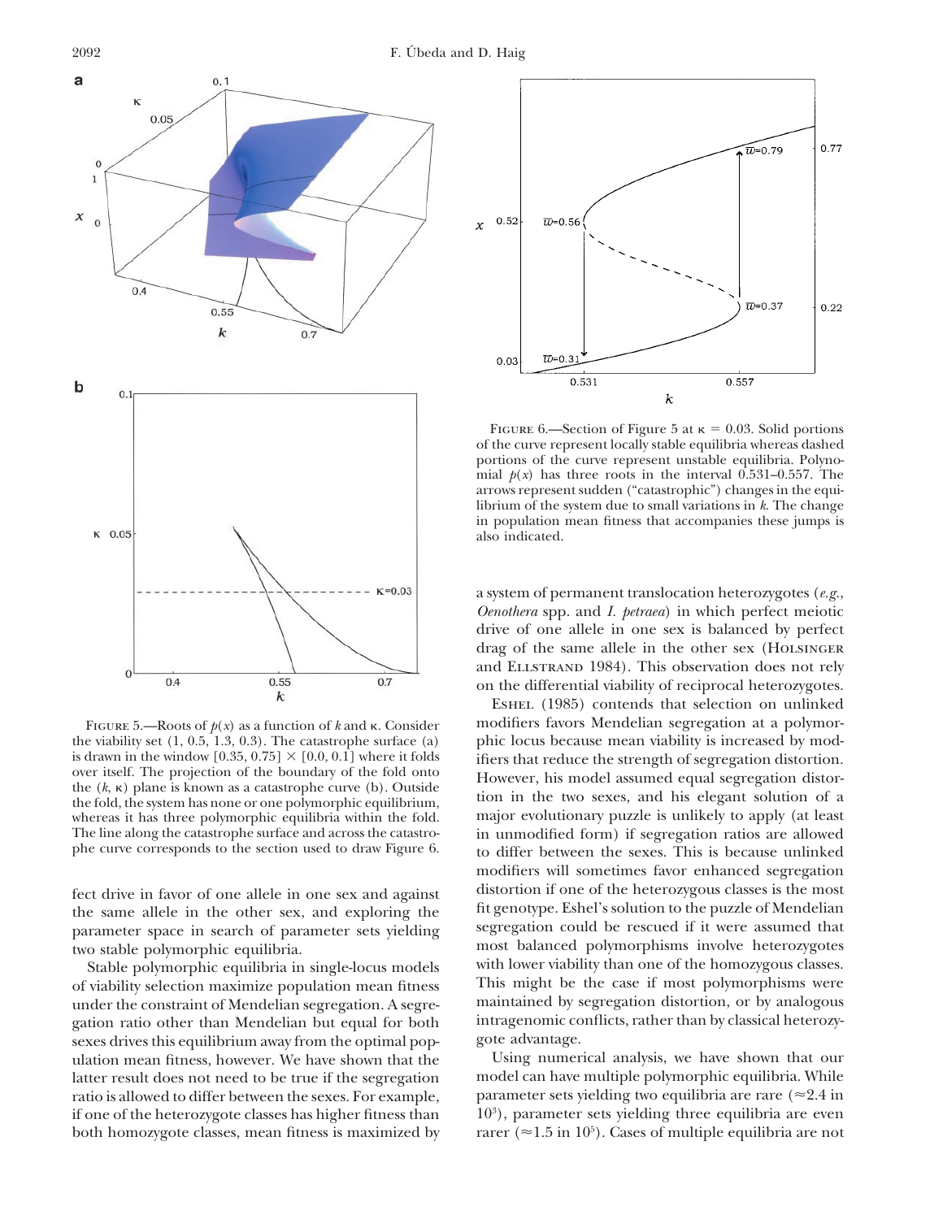a

κ

0.1

0.05

0

1

$x$

0

0.4

0.55

$k$

0.7

b

0.1

κ 0.05

κ=0.03

0

0.4

0.55

0.7

$k$

Figure 5.—Roots of $p(x)$ as a function of $k$ and κ. Consider the viability set (1, 0.5, 1.3, 0.3). The catastrophe surface (a) is drawn in the window [0.35, 0.75] × [0.0, 0.1] where it folds over itself. The projection of the boundary of the fold onto the ($k$, κ) plane is known as a catastrophe curve (b). Outside the fold, the system has none or one polymorphic equilibrium, whereas it has three polymorphic equilibria within the fold. The line along the catastrophe surface and across the catastrophe curve corresponds to the section used to draw Figure 6.

$x$

0.52

0.03

$\overline{w}$=0.79

0.77

$\overline{w}$=0.56

$\overline{w}$=0.37

0.22

$\overline{w}$=0.31

0.531

0.557

$k$

Figure 6.—Section of Figure 5 at κ = 0.03. Solid portions of the curve represent locally stable equilibria whereas dashed portions of the curve represent unstable equilibria. Polynomial $p(x)$ has three roots in the interval 0.531–0.557. The arrows represent sudden ("catastrophic") changes in the equilibrium of the system due to small variations in $k$. The change in population mean fitness that accompanies these jumps is also indicated.

fect drive in favor of one allele in one sex and against the same allele in the other sex, and exploring the parameter space in search of parameter sets yielding two stable polymorphic equilibria.

Stable polymorphic equilibria in single-locus models of viability selection maximize population mean fitness under the constraint of Mendelian segregation. A segregation ratio other than Mendelian but equal for both sexes drives this equilibrium away from the optimal population mean fitness, however. We have shown that the latter result does not need to be true if the segregation ratio is allowed to differ between the sexes. For example, if one of the heterozygote classes has higher fitness than both homozygote classes, mean fitness is maximized by a system of permanent translocation heterozygotes (*e.g.*, *Oenothera* spp. and *I. petraea*) in which perfect meiotic drive of one allele in one sex is balanced by perfect drag of the same allele in the other sex (Holsinger and Ellstrand 1984). This observation does not rely on the differential viability of reciprocal heterozygotes.

Eshel (1985) contends that selection on unlinked modifiers favors Mendelian segregation at a polymorphic locus because mean viability is increased by modifiers that reduce the strength of segregation distortion. However, his model assumed equal segregation distortion in the two sexes, and his elegant solution of a major evolutionary puzzle is unlikely to apply (at least in unmodified form) if segregation ratios are allowed to differ between the sexes. This is because unlinked modifiers will sometimes favor enhanced segregation distortion if one of the heterozygous classes is the most fit genotype. Eshel's solution to the puzzle of Mendelian segregation could be rescued if it were assumed that most balanced polymorphisms involve heterozygotes with lower viability than one of the homozygous classes. This might be the case if most polymorphisms were maintained by segregation distortion, or by analogous intragenomic conflicts, rather than by classical heterozygote advantage.

Using numerical analysis, we have shown that our model can have multiple polymorphic equilibria. While parameter sets yielding two equilibria are rare (≈2.4 in $10^3$), parameter sets yielding three equilibria are even rarer (≈1.5 in $10^5$). Cases of multiple equilibria are not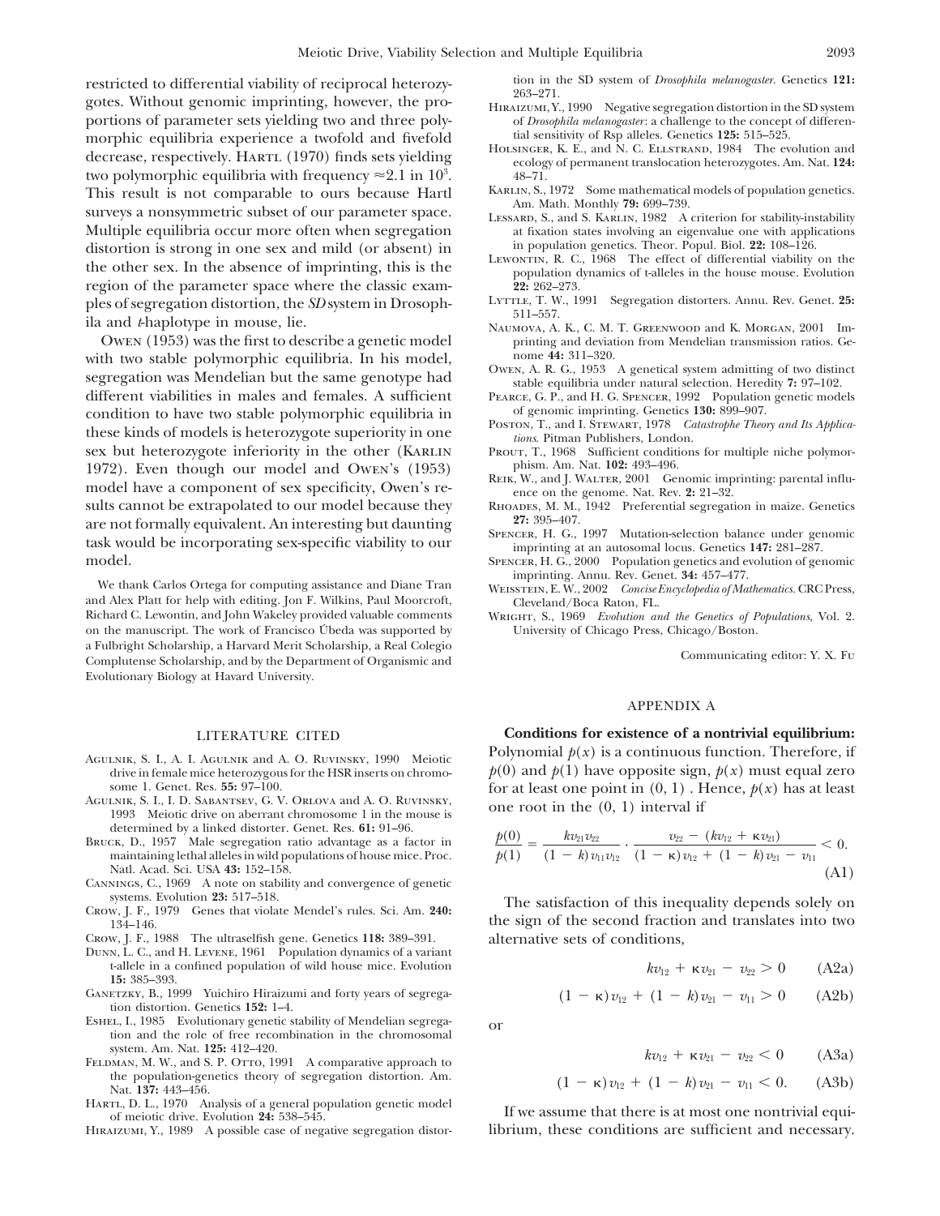restricted to differential viability of reciprocal heterozygotes. Without genomic imprinting, however, the proportions of parameter sets yielding two and three polymorphic equilibria experience a twofold and fivefold decrease, respectively. HARTL (1970) finds sets yielding two polymorphic equilibria with frequency $\approx 2.1$ in $10^3$. This result is not comparable to ours because Hartl surveys a nonsymmetric subset of our parameter space. Multiple equilibria occur more often when segregation distortion is strong in one sex and mild (or absent) in the other sex. In the absence of imprinting, this is the region of the parameter space where the classic examples of segregation distortion, the *SD* system in Drosophila and *t*-haplotype in mouse, lie.

OWEN (1953) was the first to describe a genetic model with two stable polymorphic equilibria. In his model, segregation was Mendelian but the same genotype had different viabilities in males and females. A sufficient condition to have two stable polymorphic equilibria in these kinds of models is heterozygote superiority in one sex but heterozygote inferiority in the other (KARLIN 1972). Even though our model and OWEN's (1953) model have a component of sex specificity, Owen's results cannot be extrapolated to our model because they are not formally equivalent. An interesting but daunting task would be incorporating sex-specific viability to our model.

We thank Carlos Ortega for computing assistance and Diane Tran and Alex Platt for help with editing. Jon F. Wilkins, Paul Moorcroft, Richard C. Lewontin, and John Wakeley provided valuable comments on the manuscript. The work of Francisco Úbeda was supported by a Fulbright Scholarship, a Harvard Merit Scholarship, a Real Colegio Complutense Scholarship, and by the Department of Organismic and Evolutionary Biology at Havard University.

## LITERATURE CITED

AGULNIK, S. I., A. I. AGULNIK and A. O. RUVINSKY, 1990 Meiotic drive in female mice heterozygous for the HSR inserts on chromosome 1. Genet. Res. **55:** 97–100.

AGULNIK, S. I., I. D. SABANTSEV, G. V. ORLOVA and A. O. RUVINSKY, 1993 Meiotic drive on aberrant chromosome 1 in the mouse is determined by a linked distorter. Genet. Res. **61:** 91–96.

BRUCK, D., 1957 Male segregation ratio advantage as a factor in maintaining lethal alleles in wild populations of house mice. Proc. Natl. Acad. Sci. USA **43:** 152–158.

CANNINGS, C., 1969 A note on stability and convergence of genetic systems. Evolution **23:** 517–518.

CROW, J. F., 1979 Genes that violate Mendel's rules. Sci. Am. **240:** 134–146.

CROW, J. F., 1988 The ultraselfish gene. Genetics **118:** 389–391.

DUNN, L. C., and H. LEVENE, 1961 Population dynamics of a variant *t*-allele in a confined population of wild house mice. Evolution **15:** 385–393.

GANETZKY, B., 1999 Yuichiro Hiraizumi and forty years of segregation distortion. Genetics **152:** 1–4.

ESHEL, I., 1985 Evolutionary genetic stability of Mendelian segregation and the role of free recombination in the chromosomal system. Am. Nat. **125:** 412–420.

FELDMAN, M. W., and S. P. OTTO, 1991 A comparative approach to the population-genetics theory of segregation distortion. Am. Nat. **137:** 443–456.

HARTL, D. L., 1970 Analysis of a general population genetic model of meiotic drive. Evolution **24:** 538–545.

HIRAIZUMI, Y., 1989 A possible case of negative segregation distortion in the SD system of *Drosophila melanogaster*. Genetics **121:** 263–271.

HIRAIZUMI, Y., 1990 Negative segregation distortion in the SD system of *Drosophila melanogaster*: a challenge to the concept of differential sensitivity of Rsp alleles. Genetics **125:** 515–525.

HOLSINGER, K. E., and N. C. ELLSTRAND, 1984 The evolution and ecology of permanent translocation heterozygotes. Am. Nat. **124:** 48–71.

KARLIN, S., 1972 Some mathematical models of population genetics. Am. Math. Monthly **79:** 699–739.

LESSARD, S., and S. KARLIN, 1982 A criterion for stability-instability at fixation states involving an eigenvalue one with applications in population genetics. Theor. Popul. Biol. **22:** 108–126.

LEWONTIN, R. C., 1968 The effect of differential viability on the population dynamics of t-alleles in the house mouse. Evolution **22:** 262–273.

LYTTLE, T. W., 1991 Segregation distorters. Annu. Rev. Genet. **25:** 511–557.

NAUMOVA, A. K., C. M. T. GREENWOOD and K. MORGAN, 2001 Imprinting and deviation from Mendelian transmission ratios. Genome **44:** 311–320.

OWEN, A. R. G., 1953 A genetical system admitting of two distinct stable equilibria under natural selection. Heredity **7:** 97–102.

PEARCE, G. P., and H. G. SPENCER, 1992 Population genetic models of genomic imprinting. Genetics **130:** 899–907.

POSTON, T., and I. STEWART, 1978 *Catastrophe Theory and Its Applications*. Pitman Publishers, London.

PROUT, T., 1968 Sufficient conditions for multiple niche polymorphism. Am. Nat. **102:** 493–496.

REIK, W., and J. WALTER, 2001 Genomic imprinting: parental influence on the genome. Nat. Rev. **2:** 21–32.

RHOADES, M. M., 1942 Preferential segregation in maize. Genetics **27:** 395–407.

SPENCER, H. G., 1997 Mutation-selection balance under genomic imprinting at an autosomal locus. Genetics **147:** 281–287.

SPENCER, H. G., 2000 Population genetics and evolution of genomic imprinting. Annu. Rev. Genet. **34:** 457–477.

WEISSTEIN, E. W., 2002 *Concise Encyclopedia of Mathematics*. CRC Press, Cleveland/Boca Raton, FL.

WRIGHT, S., 1969 *Evolution and the Genetics of Populations*, Vol. 2. University of Chicago Press, Chicago/Boston.

Communicating editor: Y. X. FU

## APPENDIX A

**Conditions for existence of a nontrivial equilibrium:** Polynomial $p(x)$ is a continuous function. Therefore, if $p(0)$ and $p(1)$ have opposite sign, $p(x)$ must equal zero for at least one point in $(0, 1)$ . Hence, $p(x)$ has at least one root in the $(0, 1)$ interval if

$$\frac{p(0)}{p(1)} = \frac{kv_{21}v_{22}}{(1-k)v_{11}v_{12}} \cdot \frac{v_{22} - (kv_{12} + \kappa v_{21})}{(1-\kappa)v_{12} + (1-k)v_{21} - v_{11}} < 0. \tag{A1}$$

The satisfaction of this inequality depends solely on the sign of the second fraction and translates into two alternative sets of conditions,

$$kv_{12} + \kappa v_{21} - v_{22} > 0 \tag{A2a}$$

$$(1-\kappa)v_{12} + (1-k)v_{21} - v_{11} > 0 \tag{A2b}$$

or

$$kv_{12} + \kappa v_{21} - v_{22} < 0 \tag{A3a}$$

$$(1-\kappa)v_{12} + (1-k)v_{21} - v_{11} < 0. \tag{A3b}$$

If we assume that there is at most one nontrivial equilibrium, these conditions are sufficient and necessary.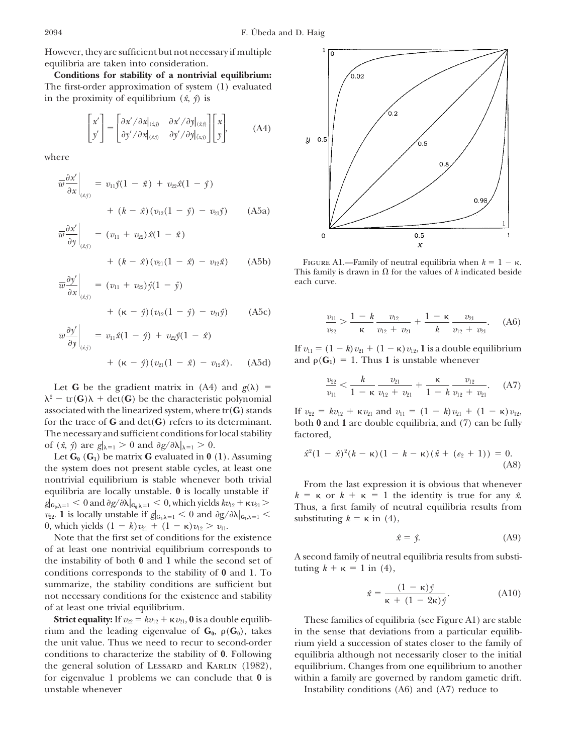However, they are sufficient but not necessary if multiple equilibria are taken into consideration.

**Conditions for stability of a nontrivial equilibrium:** The first-order approximation of system (1) evaluated in the proximity of equilibrium $(\hat{x}, \hat{y})$ is

$$\begin{bmatrix} x' \\ y' \end{bmatrix} = \begin{bmatrix} \partial x'/\partial x|_{(\hat{x},\hat{y})} & \partial x'/\partial y|_{(\hat{x},\hat{y})} \\ \partial y'/\partial x|_{(\hat{x},\hat{y})} & \partial y'/\partial y|_{(\hat{x},\hat{y})} \end{bmatrix} \begin{bmatrix} x \\ y \end{bmatrix}, \tag{A4}$$

where

$$\bar{w}\frac{\partial x'}{\partial x}\bigg|_{(\hat{x},\hat{y})} = v_{11}\hat{y}(1-\hat{x}) + v_{22}\hat{x}(1-\hat{y}) + (k-\hat{x})(v_{12}(1-\hat{y}) - v_{21}\hat{y}) \tag{A5a}$$

$$\bar{w}\frac{\partial x'}{\partial y}\bigg|_{(\hat{x},\hat{y})} = (v_{11}+v_{22})\hat{x}(1-\hat{x}) + (k-\hat{x})(v_{21}(1-\hat{x}) - v_{12}\hat{x}) \tag{A5b}$$

$$\bar{w}\frac{\partial y'}{\partial x}\bigg|_{(\hat{x},\hat{y})} = (v_{11}+v_{22})\hat{y}(1-\hat{y}) + (\kappa-\hat{y})(v_{12}(1-\hat{y}) - v_{21}\hat{y}) \tag{A5c}$$

$$\bar{w}\frac{\partial y'}{\partial y}\bigg|_{(\hat{x},\hat{y})} = v_{11}\hat{x}(1-\hat{y}) + v_{22}\hat{y}(1-\hat{x}) + (\kappa-\hat{y})(v_{21}(1-\hat{x}) - v_{12}\hat{x}). \tag{A5d}$$

Let **G** be the gradient matrix in (A4) and $g(\lambda) = \lambda^2 - \text{tr}(\mathbf{G})\lambda + \det(\mathbf{G})$ be the characteristic polynomial associated with the linearized system, where $\text{tr}(\mathbf{G})$ stands for the trace of **G** and $\det(\mathbf{G})$ refers to its determinant. The necessary and sufficient conditions for local stability of $(\hat{x}, \hat{y})$ are $g|_{\lambda=1} > 0$ and $\partial g/\partial\lambda|_{\lambda=1} > 0$.

Let $\mathbf{G_0}$ ($\mathbf{G_1}$) be matrix **G** evaluated in **0** (**1**). Assuming the system does not present stable cycles, at least one nontrivial equilibrium is stable whenever both trivial equilibria are locally unstable. **0** is locally unstable if $g|_{\mathbf{G_0},\lambda=1} < 0$ and $\partial g/\partial\lambda|_{\mathbf{G_0},\lambda=1} < 0$, which yields $kv_{12} + \kappa v_{21} > v_{22}$. **1** is locally unstable if $g|_{\mathbf{G_1},\lambda=1} < 0$ and $\partial g/\partial\lambda|_{\mathbf{G_1},\lambda=1} < 0$, which yields $(1-k)v_{21} + (1-\kappa)v_{12} > v_{11}$.

Note that the first set of conditions for the existence of at least one nontrivial equilibrium corresponds to the instability of both **0** and **1** while the second set of conditions corresponds to the stability of **0** and **1**. To summarize, the stability conditions are sufficient but not necessary conditions for the existence and stability of at least one trivial equilibrium.

**Strict equality:** If $v_{22} = kv_{12} + \kappa v_{21}$, **0** is a double equilibrium and the leading eigenvalue of $\mathbf{G_0}$, $\rho(\mathbf{G_0})$, takes the unit value. Thus we need to recur to second-order conditions to characterize the stability of **0**. Following the general solution of Lessard and Karlin (1982), for eigenvalue 1 problems we can conclude that **0** is unstable whenever

Figure A1.—Family of neutral equilibria when $k = 1 - \kappa$. This family is drawn in $\Omega$ for the values of $k$ indicated beside each curve.

$$\frac{v_{11}}{v_{22}} > \frac{1-k}{\kappa}\frac{v_{12}}{v_{12}+v_{21}} + \frac{1-\kappa}{k}\frac{v_{21}}{v_{12}+v_{21}}. \tag{A6}$$

If $v_{11} = (1-k)v_{21} + (1-\kappa)v_{12}$, **1** is a double equilibrium and $\rho(\mathbf{G_1}) = 1$. Thus **1** is unstable whenever

$$\frac{v_{22}}{v_{11}} < \frac{k}{1-\kappa}\frac{v_{21}}{v_{12}+v_{21}} + \frac{\kappa}{1-k}\frac{v_{12}}{v_{12}+v_{21}}. \tag{A7}$$

If $v_{22} = kv_{12} + \kappa v_{21}$ and $v_{11} = (1-k)v_{21} + (1-\kappa)v_{12}$, both **0** and **1** are double equilibria, and (7) can be fully factored,

$$\hat{x}^2(1-\hat{x})^2(k-\kappa)(1-k-\kappa)(\hat{x} + (e_2+1)) = 0. \tag{A8}$$

From the last expression it is obvious that whenever $k = \kappa$ or $k + \kappa = 1$ the identity is true for any $\hat{x}$. Thus, a first family of neutral equilibria results from substituting $k = \kappa$ in (4),

$$\hat{x} = \hat{y}. \tag{A9}$$

A second family of neutral equilibria results from substituting $k + \kappa = 1$ in (4),

$$\hat{x} = \frac{(1-\kappa)\hat{y}}{\kappa + (1-2\kappa)\hat{y}}. \tag{A10}$$

These families of equilibria (see Figure A1) are stable in the sense that deviations from a particular equilibrium yield a succession of states closer to the family of equilibria although not necessarily closer to the initial equilibrium. Changes from one equilibrium to another within a family are governed by random gametic drift.

Instability conditions (A6) and (A7) reduce to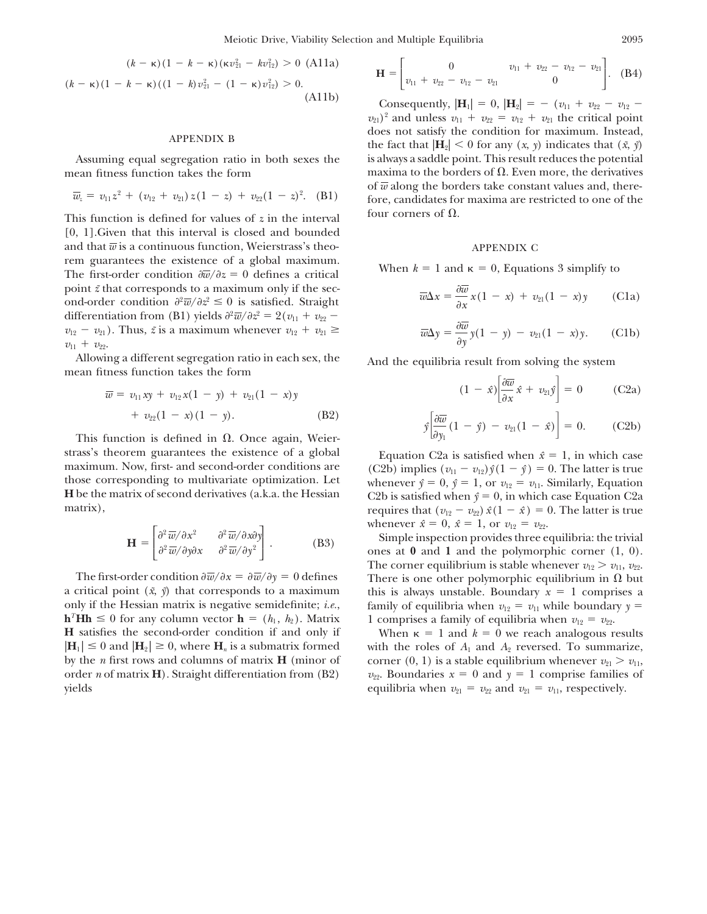$$(k - \kappa)(1 - k - \kappa)(\kappa v_{21}^2 - k v_{12}^2) > 0 \quad \text{(A11a)}$$

$$(k - \kappa)(1 - k - \kappa)((1 - k)v_{21}^2 - (1 - \kappa)v_{12}^2) > 0. \quad \text{(A11b)}$$

## APPENDIX B

Assuming equal segregation ratio in both sexes the mean fitness function takes the form

$$\overline{w}_z = v_{11}z^2 + (v_{12} + v_{21})z(1 - z) + v_{22}(1 - z)^2. \quad \text{(B1)}$$

This function is defined for values of $z$ in the interval [0, 1].Given that this interval is closed and bounded and that $\overline{w}$ is a continuous function, Weierstrass's theorem guarantees the existence of a global maximum. The first-order condition $\partial\overline{w}/\partial z = 0$ defines a critical point $\tilde{z}$ that corresponds to a maximum only if the second-order condition $\partial^2\overline{w}/\partial z^2 \leq 0$ is satisfied. Straight differentiation from (B1) yields $\partial^2\overline{w}/\partial z^2 = 2(v_{11} + v_{22} - v_{12} - v_{21})$. Thus, $\tilde{z}$ is a maximum whenever $v_{12} + v_{21} \geq v_{11} + v_{22}$.

Allowing a different segregation ratio in each sex, the mean fitness function takes the form

$$\overline{w} = v_{11}xy + v_{12}x(1 - y) + v_{21}(1 - x)y + v_{22}(1 - x)(1 - y). \quad \text{(B2)}$$

This function is defined in $\Omega$. Once again, Weierstrass's theorem guarantees the existence of a global maximum. Now, first- and second-order conditions are those corresponding to multivariate optimization. Let $\mathbf{H}$ be the matrix of second derivatives (a.k.a. the Hessian matrix),

$$\mathbf{H} = \begin{bmatrix} \partial^2\overline{w}/\partial x^2 & \partial^2\overline{w}/\partial x\partial y \\ \partial^2\overline{w}/\partial y\partial x & \partial^2\overline{w}/\partial y^2 \end{bmatrix}. \quad \text{(B3)}$$

The first-order condition $\partial\overline{w}/\partial x = \partial\overline{w}/\partial y = 0$ defines a critical point $(\tilde{x}, \tilde{y})$ that corresponds to a maximum only if the Hessian matrix is negative semidefinite; *i.e.*, $\mathbf{h}^T\mathbf{H}\mathbf{h} \leq 0$ for any column vector $\mathbf{h} = (h_1, h_2)$. Matrix $\mathbf{H}$ satisfies the second-order condition if and only if $|\mathbf{H}_1| \leq 0$ and $|\mathbf{H}_2| \geq 0$, where $\mathbf{H}_n$ is a submatrix formed by the $n$ first rows and columns of matrix $\mathbf{H}$ (minor of order $n$ of matrix $\mathbf{H}$). Straight differentiation from (B2) yields

$$\mathbf{H} = \begin{bmatrix} 0 & v_{11} + v_{22} - v_{12} - v_{21} \\ v_{11} + v_{22} - v_{12} - v_{21} & 0 \end{bmatrix}. \quad \text{(B4)}$$

Consequently, $|\mathbf{H}_1| = 0$, $|\mathbf{H}_2| = -(v_{11} + v_{22} - v_{12} - v_{21})^2$ and unless $v_{11} + v_{22} = v_{12} + v_{21}$ the critical point does not satisfy the condition for maximum. Instead, the fact that $|\mathbf{H}_2| < 0$ for any $(x, y)$ indicates that $(\tilde{x}, \tilde{y})$ is always a saddle point. This result reduces the potential maxima to the borders of $\Omega$. Even more, the derivatives of $\overline{w}$ along the borders take constant values and, therefore, candidates for maxima are restricted to one of the four corners of $\Omega$.

## APPENDIX C

When $k = 1$ and $\kappa = 0$, Equations 3 simplify to

$$\overline{w}\Delta x = \frac{\partial\overline{w}}{\partial x}x(1 - x) + v_{21}(1 - x)y \quad \text{(C1a)}$$

$$\overline{w}\Delta y = \frac{\partial\overline{w}}{\partial y}y(1 - y) - v_{21}(1 - x)y. \quad \text{(C1b)}$$

And the equilibria result from solving the system

$$(1 - \hat{x})\left[\frac{\partial\overline{w}}{\partial x}\hat{x} + v_{21}\hat{y}\right] = 0 \quad \text{(C2a)}$$

$$\hat{y}\left[\frac{\partial\overline{w}}{\partial y_1}(1 - \hat{y}) - v_{21}(1 - \hat{x})\right] = 0. \quad \text{(C2b)}$$

Equation C2a is satisfied when $\hat{x} = 1$, in which case (C2b) implies $(v_{11} - v_{12})\hat{y}(1 - \hat{y}) = 0$. The latter is true whenever $\hat{y} = 0$, $\hat{y} = 1$, or $v_{12} = v_{11}$. Similarly, Equation C2b is satisfied when $\hat{y} = 0$, in which case Equation C2a requires that $(v_{12} - v_{22})\hat{x}(1 - \hat{x}) = 0$. The latter is true whenever $\hat{x} = 0$, $\hat{x} = 1$, or $v_{12} = v_{22}$.

Simple inspection provides three equilibria: the trivial ones at **0** and **1** and the polymorphic corner (1, 0). The corner equilibrium is stable whenever $v_{12} > v_{11}, v_{22}$. There is one other polymorphic equilibrium in $\Omega$ but this is always unstable. Boundary $x = 1$ comprises a family of equilibria when $v_{12} = v_{11}$ while boundary $y = 1$ comprises a family of equilibria when $v_{12} = v_{22}$.

When $\kappa = 1$ and $k = 0$ we reach analogous results with the roles of $A_1$ and $A_2$ reversed. To summarize, corner (0, 1) is a stable equilibrium whenever $v_{21} > v_{11}, v_{22}$. Boundaries $x = 0$ and $y = 1$ comprise families of equilibria when $v_{21} = v_{22}$ and $v_{21} = v_{11}$, respectively.